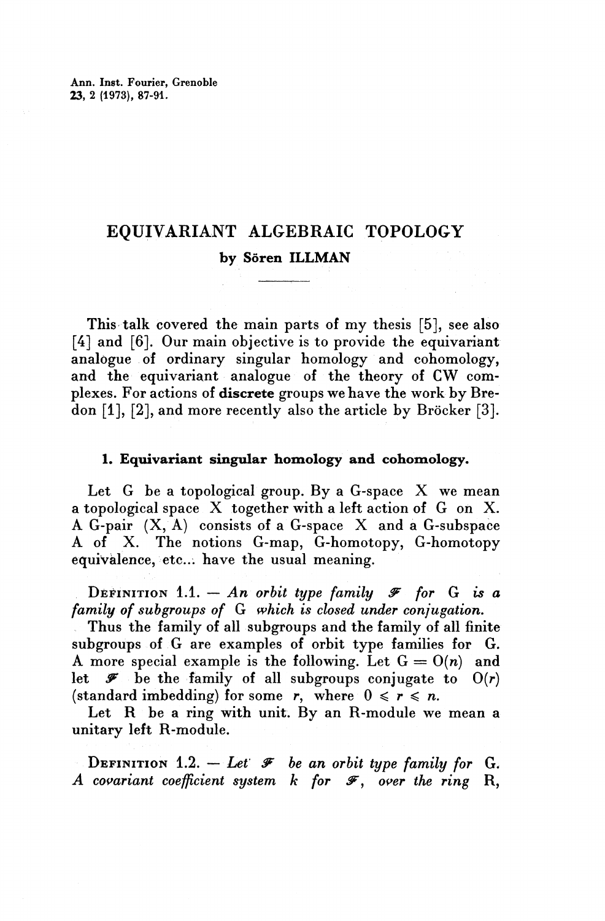# EQUIVARIANT ALGEBRAIC TOPOLOGY

by Sören ILLMAN

This talk covered the main parts of my thesis [5], see also [4] and [6]. Our main objective is to provide the equivariant analogue of ordinary singular homology and cohomology, and the equivariant analogue of the theory of CW complexes. For actions of **discrete** groups we have the work by Bredon [1], [2], and more recently also the article by Bröcker [3].

## 1. Equivariant singular homology and cohomology.

Let G be a topological group. By a G-space X we mean a topological space X together with a left action of G on X. A G-pair (X, A) consists of a G-space X and a G-subspace A of X. The notions G-map, G-homotopy, G-homotopy equivalence, etc... have the usual meaning.

DEFINITION 1.1. — *An orbit type family $\mathcal{F}$ for G is a family of subgroups of G which is closed under conjugation.*

Thus the family of all subgroups and the family of all finite subgroups of G are examples of orbit type families for G. A more special example is the following. Let $G = O(n)$ and let $\mathcal{F}$ be the family of all subgroups conjugate to $O(r)$ (standard imbedding) for some $r$, where $0 \leqslant r \leqslant n$.

Let R be a ring with unit. By an R-module we mean a unitary left R-module.

DEFINITION 1.2. — *Let $\mathcal{F}$ be an orbit type family for G. A covariant coefficient system $k$ for $\mathcal{F}$, over the ring R,*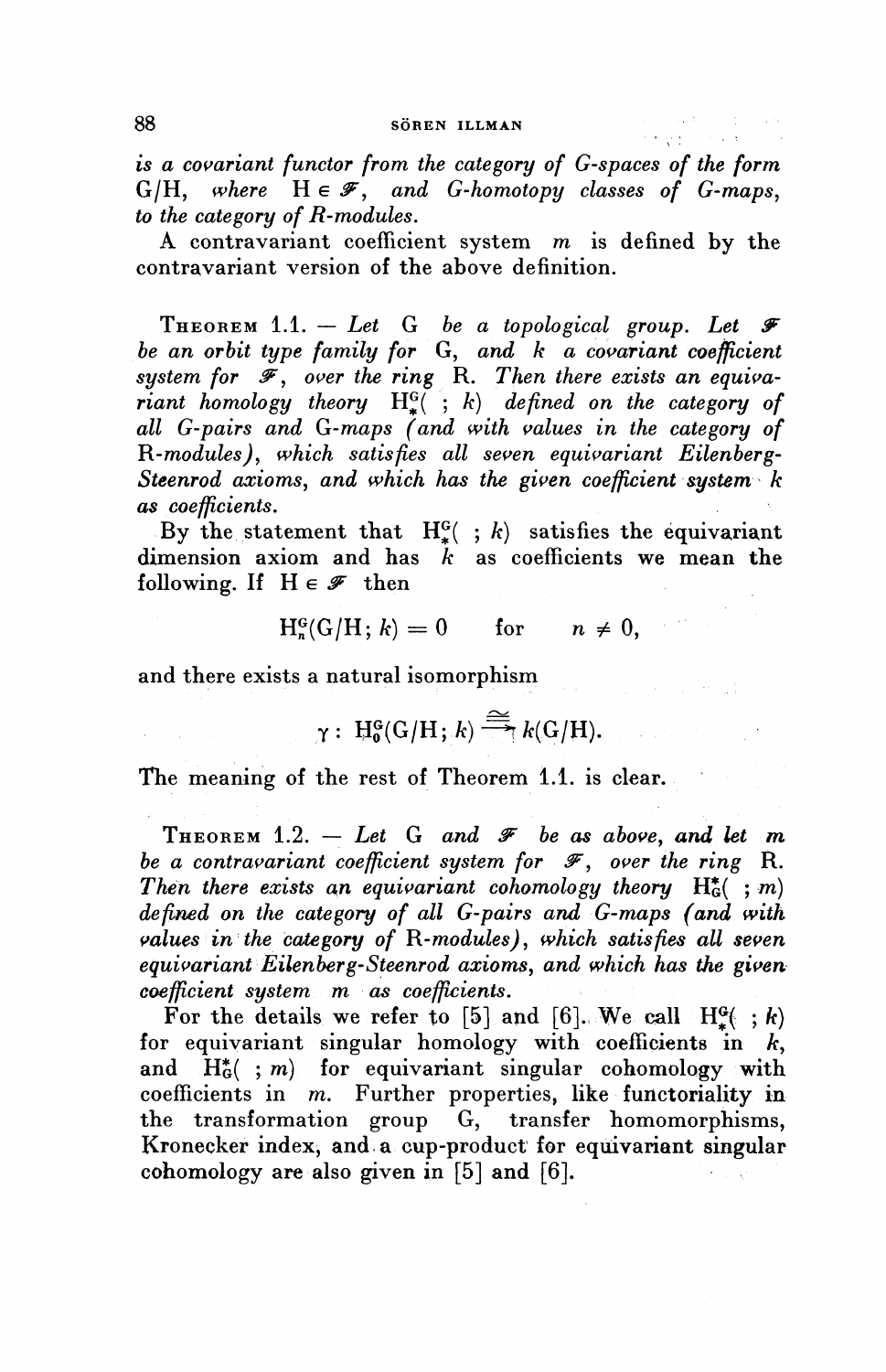*is a covariant functor from the category of G-spaces of the form* $G/H$, *where* $H \in \mathscr{F}$, *and G-homotopy classes of G-maps, to the category of R-modules.*

A contravariant coefficient system $m$ is defined by the contravariant version of the above definition.

THEOREM 1.1. — *Let* $G$ *be a topological group. Let* $\mathscr{F}$ *be an orbit type family for* $G$, *and* $k$ *a covariant coefficient system for* $\mathscr{F}$, *over the ring* $R$. *Then there exists an equivariant homology theory* $H_*^G(\ ; k)$ *defined on the category of all G-pairs and G-maps (and with values in the category of R-modules), which satisfies all seven equivariant Eilenberg-Steenrod axioms, and which has the given coefficient system* $k$ *as coefficients.*

By the statement that $H_*^G(\ ; k)$ satisfies the equivariant dimension axiom and has $k$ as coefficients we mean the following. If $H \in \mathscr{F}$ then

$$H_n^G(G/H; k) = 0 \qquad \text{for} \qquad n \neq 0,$$

and there exists a natural isomorphism

$$\gamma : H_0^G(G/H; k) \xrightarrow{\cong} k(G/H).$$

The meaning of the rest of Theorem 1.1. is clear.

THEOREM 1.2. — *Let* $G$ *and* $\mathscr{F}$ *be as above, and let* $m$ *be a contravariant coefficient system for* $\mathscr{F}$, *over the ring* $R$. *Then there exists an equivariant cohomology theory* $H_G^*(\ ; m)$ *defined on the category of all G-pairs and G-maps (and with values in the category of R-modules), which satisfies all seven equivariant Eilenberg-Steenrod axioms, and which has the given coefficient system* $m$ *as coefficients.*

For the details we refer to [5] and [6]. We call $H_*^G(\ ; k)$ for equivariant singular homology with coefficients in $k$, and $H_G^*(\ ; m)$ for equivariant singular cohomology with coefficients in $m$. Further properties, like functoriality in the transformation group $G$, transfer homomorphisms, Kronecker index, and a cup-product for equivariant singular cohomology are also given in [5] and [6].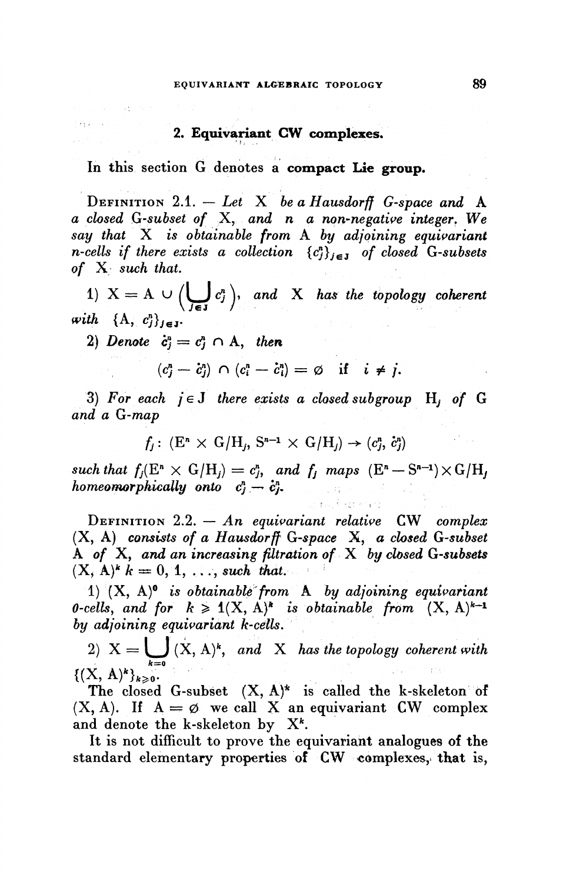## 2. Equivariant CW complexes.

In this section G denotes a **compact Lie group.**

DEFINITION 2.1. — *Let* X *be a Hausdorff* G*-space and* A *a closed* G*-subset of* X, *and* n *a non-negative integer. We say that* X *is obtainable from* A *by adjoining equivariant* n*-cells if there exists a collection* $\{c_j^n\}_{j\in J}$ *of closed* G*-subsets of* X *such that.*

1) $X = A \cup \left(\bigcup_{j\in J} c_j^n\right)$, *and* X *has the topology coherent with* $\{A, c_j^n\}_{j\in J}$.

2) *Denote* $\dot{c}_j^n = c_j^n \cap A$, *then*

$$(c_j^n - \dot{c}_j^n) \cap (c_i^n - \dot{c}_i^n) = \varnothing \quad \text{if} \quad i \neq j.$$

3) *For each* $j \in J$ *there exists a closed subgroup* $H_j$ *of* G *and a* G*-map*

$$f_j\colon (E^n \times G/H_j, S^{n-1} \times G/H_j) \to (c_j^n, \dot{c}_j^n)$$

*such that* $f_j(E^n \times G/H_j) = c_j^n$, *and* $f_j$ *maps* $(E^n - S^{n-1}) \times G/H_j$ *homeomorphically onto* $c_j^n - \dot{c}_j^n$.

DEFINITION 2.2. — *An equivariant relative* CW *complex* (X, A) *consists of a Hausdorff* G*-space* X, *a closed* G*-subset* A *of* X, *and an increasing filtration of* X *by closed* G*-subsets* $(X, A)^k$ $k = 0, 1, \ldots,$ *such that.*

1) $(X, A)^0$ *is obtainable from* A *by adjoining equivariant 0-cells, and for* $k \geqslant 1$ $(X, A)^k$ *is obtainable from* $(X, A)^{k-1}$ *by adjoining equivariant* k*-cells.*

2) $X = \bigcup_{k=0} (X, A)^k$, *and* X *has the topology coherent with* $\{(X, A)^k\}_{k\geqslant 0}$.

The closed G-subset $(X, A)^k$ is called the k-skeleton of (X, A). If $A = \varnothing$ we call X an equivariant CW complex and denote the k-skeleton by $X^k$.

It is not difficult to prove the equivariant analogues of the standard elementary properties of CW complexes, that is,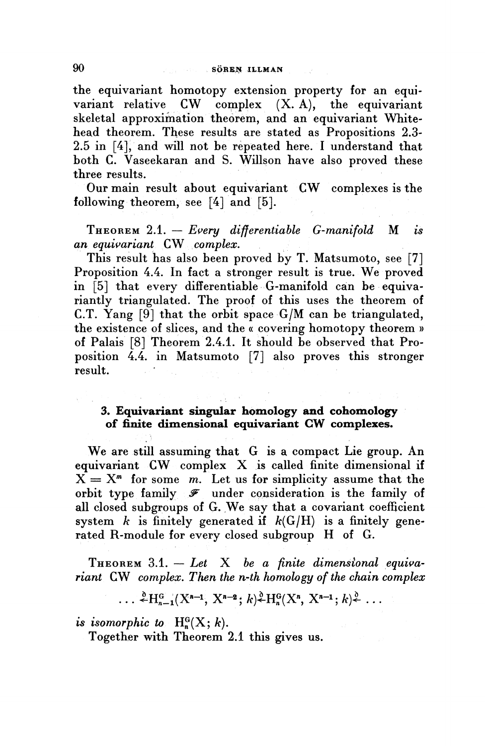the equivariant homotopy extension property for an equivariant relative CW complex (X. A), the equivariant skeletal approximation theorem, and an equivariant Whitehead theorem. These results are stated as Propositions 2.3-2.5 in [4], and will not be repeated here. I understand that both C. Vaseekaran and S. Willson have also proved these three results.

Our main result about equivariant CW complexes is the following theorem, see [4] and [5].

THEOREM 2.1. — *Every differentiable G-manifold M is an equivariant* CW *complex.*

This result has also been proved by T. Matsumoto, see [7] Proposition 4.4. In fact a stronger result is true. We proved in [5] that every differentiable G-manifold can be equivariantly triangulated. The proof of this uses the theorem of C.T. Yang [9] that the orbit space G/M can be triangulated, the existence of slices, and the « covering homotopy theorem » of Palais [8] Theorem 2.4.1. It should be observed that Proposition 4.4. in Matsumoto [7] also proves this stronger result.

## 3. Equivariant singular homology and cohomology of finite dimensional equivariant CW complexes.

We are still assuming that G is a compact Lie group. An equivariant CW complex X is called finite dimensional if $X = X^m$ for some $m$. Let us for simplicity assume that the orbit type family $\mathcal{F}$ under consideration is the family of all closed subgroups of G. We say that a covariant coefficient system $k$ is finitely generated if $k(G/H)$ is a finitely generated R-module for every closed subgroup H of G.

THEOREM 3.1. — *Let* X *be a finite dimensional equivariant* CW *complex. Then the n-th homology of the chain complex*

$$\dots \xleftarrow{\partial} H^G_{n-1}(X^{n-1}, X^{n-2}; k) \xleftarrow{\partial} H^G_n(X^n, X^{n-1}; k) \xleftarrow{\partial} \dots$$

*is isomorphic to* $H^G_n(X; k)$.

Together with Theorem 2.1 this gives us.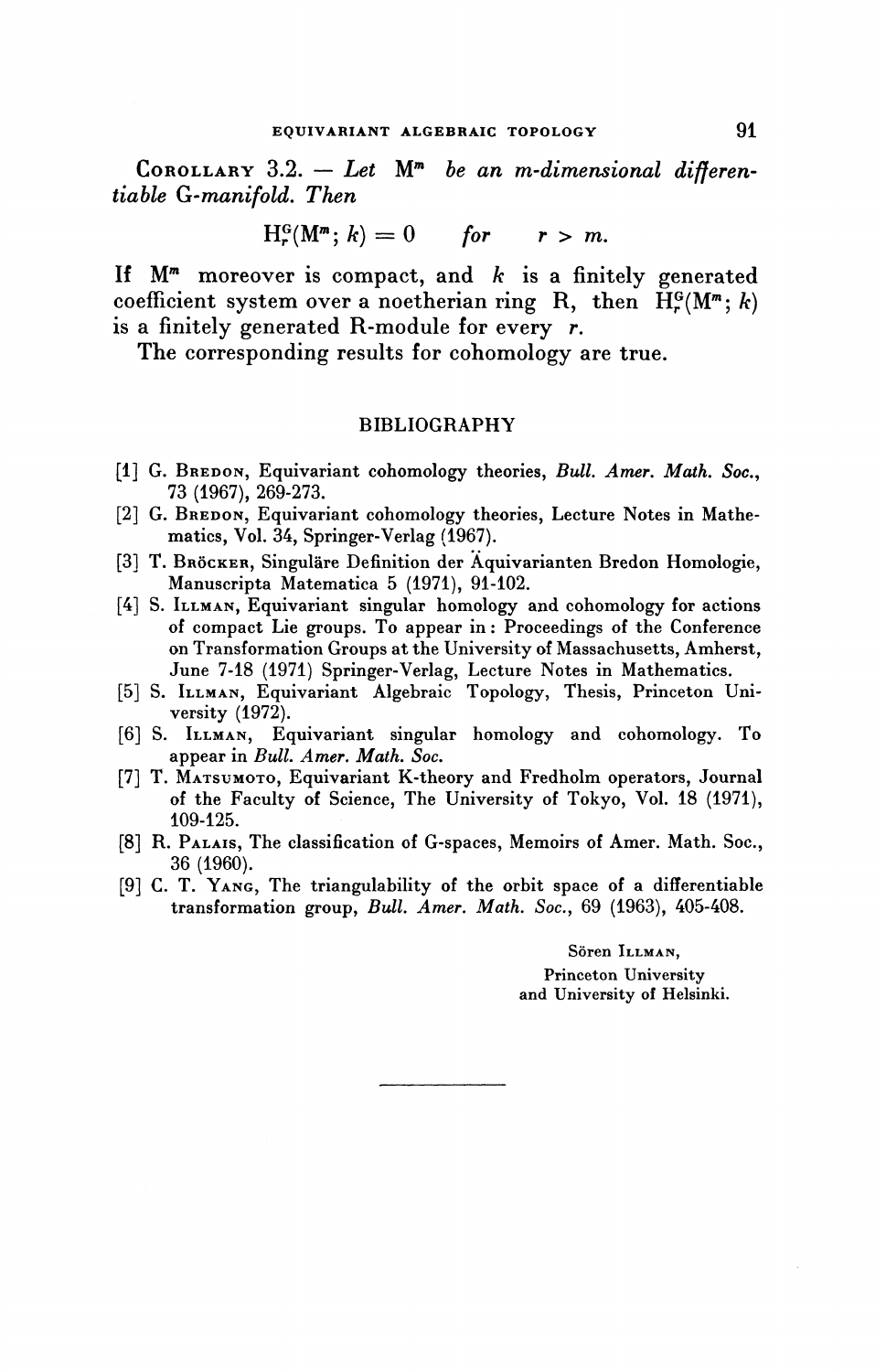COROLLARY 3.2. — *Let* $M^m$ *be an m-dimensional differentiable* G-*manifold. Then*

$$H_r^G(M^m; k) = 0 \qquad \textit{for} \qquad r > m.$$

If $M^m$ moreover is compact, and $k$ is a finitely generated coefficient system over a noetherian ring R, then $H_r^G(M^m; k)$ is a finitely generated R-module for every $r$.

The corresponding results for cohomology are true.

## BIBLIOGRAPHY

[1] G. BREDON, Equivariant cohomology theories, *Bull. Amer. Math. Soc.*, 73 (1967), 269-273.

[2] G. BREDON, Equivariant cohomology theories, Lecture Notes in Mathematics, Vol. 34, Springer-Verlag (1967).

[3] T. BRÖCKER, Singuläre Definition der Äquivarianten Bredon Homologie, Manuscripta Matematica 5 (1971), 91-102.

[4] S. ILLMAN, Equivariant singular homology and cohomology for actions of compact Lie groups. To appear in: Proceedings of the Conference on Transformation Groups at the University of Massachusetts, Amherst, June 7-18 (1971) Springer-Verlag, Lecture Notes in Mathematics.

[5] S. ILLMAN, Equivariant Algebraic Topology, Thesis, Princeton University (1972).

[6] S. ILLMAN, Equivariant singular homology and cohomology. To appear in *Bull. Amer. Math. Soc.*

[7] T. MATSUMOTO, Equivariant K-theory and Fredholm operators, Journal of the Faculty of Science, The University of Tokyo, Vol. 18 (1971), 109-125.

[8] R. PALAIS, The classification of G-spaces, Memoirs of Amer. Math. Soc., 36 (1960).

[9] C. T. YANG, The triangulability of the orbit space of a differentiable transformation group, *Bull. Amer. Math. Soc.*, 69 (1963), 405-408.

Sören ILLMAN,
Princeton University
and University of Helsinki.